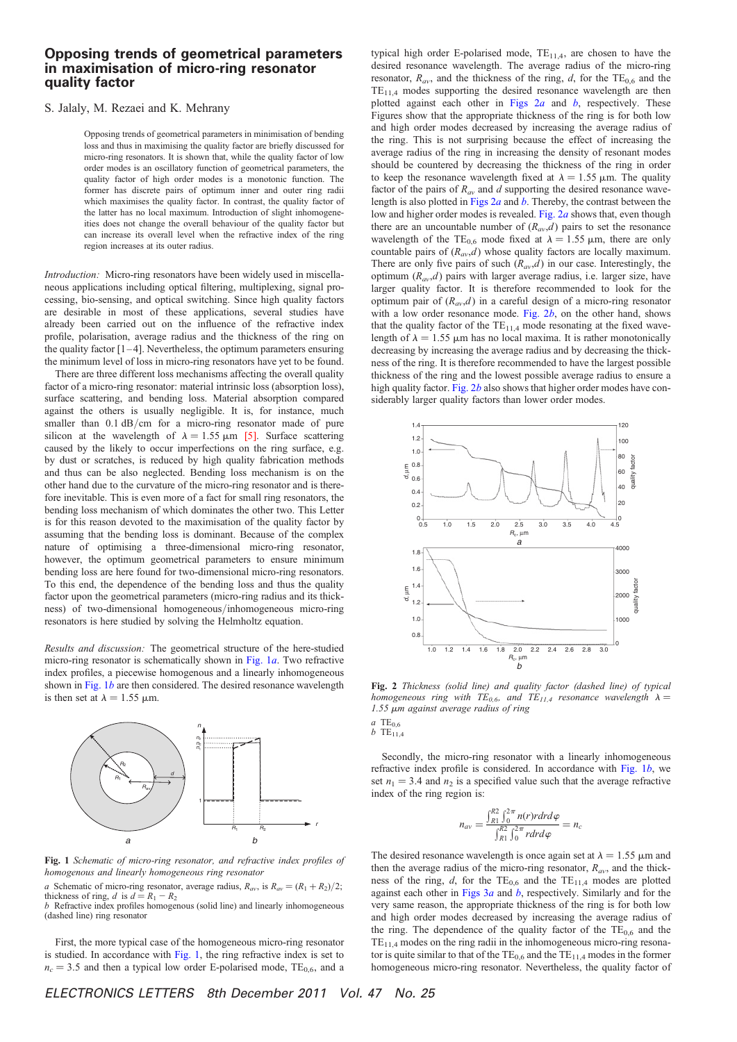# Opposing trends of geometrical parameters in maximisation of micro-ring resonator quality factor

S. Jalaly, M. Rezaei and K. Mehrany

Opposing trends of geometrical parameters in minimisation of bending loss and thus in maximising the quality factor are briefly discussed for micro-ring resonators. It is shown that, while the quality factor of low order modes is an oscillatory function of geometrical parameters, the quality factor of high order modes is a monotonic function. The former has discrete pairs of optimum inner and outer ring radii which maximises the quality factor. In contrast, the quality factor of the latter has no local maximum. Introduction of slight inhomogeneities does not change the overall behaviour of the quality factor but can increase its overall level when the refractive index of the ring region increases at its outer radius.

*Introduction:* Micro-ring resonators have been widely used in miscellaneous applications including optical filtering, multiplexing, signal processing, bio-sensing, and optical switching. Since high quality factors are desirable in most of these applications, several studies have already been carried out on the influence of the refractive index profile, polarisation, average radius and the thickness of the ring on the quality factor [1–4]. Nevertheless, the optimum parameters ensuring the minimum level of loss in micro-ring resonators have yet to be found.

There are three different loss mechanisms affecting the overall quality factor of a micro-ring resonator: material intrinsic loss (absorption loss), surface scattering, and bending loss. Material absorption compared against the others is usually negligible. It is, for instance, much smaller than 0.1 dB/cm for a micro-ring resonator made of pure silicon at the wavelength of $\lambda = 1.55$ μm [5]. Surface scattering caused by the likely to occur imperfections on the ring surface, e.g. by dust or scratches, is reduced by high quality fabrication methods and thus can be also neglected. Bending loss mechanism is on the other hand due to the curvature of the micro-ring resonator and is therefore inevitable. This is even more of a fact for small ring resonators, the bending loss mechanism of which dominates the other two. This Letter is for this reason devoted to the maximisation of the quality factor by assuming that the bending loss is dominant. Because of the complex nature of optimising a three-dimensional micro-ring resonator, however, the optimum geometrical parameters to ensure minimum bending loss are here found for two-dimensional micro-ring resonators. To this end, the dependence of the bending loss and thus the quality factor upon the geometrical parameters (micro-ring radius and its thickness) of two-dimensional homogeneous/inhomogeneous micro-ring resonators is here studied by solving the Helmholtz equation.

*Results and discussion:* The geometrical structure of the here-studied micro-ring resonator is schematically shown in Fig. 1*a*. Two refractive index profiles, a piecewise homogenous and a linearly inhomogeneous shown in Fig. 1*b* are then considered. The desired resonance wavelength is then set at $\lambda = 1.55$ μm.

R2
R1
Rav
d
a

n
n2
nc
n1
1
R1
R2
r
b

**Fig. 1** *Schematic of micro-ring resonator, and refractive index profiles of homogenous and linearly homogeneous ring resonator*

*a* Schematic of micro-ring resonator, average radius, $R_{av}$, is $R_{av} = (R_1 + R_2)/2$; thickness of ring, $d$ is $d = R_1 - R_2$

*b* Refractive index profiles homogenous (solid line) and linearly inhomogeneous (dashed line) ring resonator

First, the more typical case of the homogeneous micro-ring resonator is studied. In accordance with Fig. 1, the ring refractive index is set to $n_c = 3.5$ and then a typical low order E-polarised mode, $TE_{0,6}$, and a typical high order E-polarised mode, $TE_{11,4}$, are chosen to have the desired resonance wavelength. The average radius of the micro-ring resonator, $R_{av}$, and the thickness of the ring, $d$, for the $TE_{0,6}$ and the $TE_{11,4}$ modes supporting the desired resonance wavelength are then plotted against each other in Figs 2*a* and *b*, respectively. These Figures show that the appropriate thickness of the ring is for both low and high order modes decreased by increasing the average radius of the ring. This is not surprising because the effect of increasing the average radius of the ring in increasing the density of resonant modes should be countered by decreasing the thickness of the ring in order to keep the resonance wavelength fixed at $\lambda = 1.55$ μm. The quality factor of the pairs of $R_{av}$ and $d$ supporting the desired resonance wavelength is also plotted in Figs 2*a* and *b*. Thereby, the contrast between the low and higher order modes is revealed. Fig. 2*a* shows that, even though there are an uncountable number of $(R_{av}, d)$ pairs to set the resonance wavelength of the $TE_{0,6}$ mode fixed at $\lambda = 1.55$ μm, there are only countable pairs of $(R_{av}, d)$ whose quality factors are locally maximum. There are only five pairs of such $(R_{av}, d)$ in our case. Interestingly, the optimum $(R_{av}, d)$ pairs with larger average radius, i.e. larger size, have larger quality factor. It is therefore recommended to look for the optimum pair of $(R_{av}, d)$ in a careful design of a micro-ring resonator with a low order resonance mode. Fig. 2*b*, on the other hand, shows that the quality factor of the $TE_{11,4}$ mode resonating at the fixed wavelength of $\lambda = 1.55$ μm has no local maxima. It is rather monotonically decreasing by increasing the average radius and by decreasing the thickness of the ring. It is therefore recommended to have the largest possible thickness of the ring and the lowest possible average radius to ensure a high quality factor. Fig. 2*b* also shows that higher order modes have considerably larger quality factors than lower order modes.

d, μm
1.4
1.2
1.0
0.8
0.6
0.4
0.2
0
0.5
1.0
1.5
2.0
2.5
3.0
3.5
4.0
4.5
Rc, μm
a
120
100
80
60
40
20
0
quality factor

d, μm
1.8
1.6
1.4
1.2
1.0
0.8
1.0
1.2
1.4
1.6
1.8
2.0
2.2
2.4
2.6
2.8
3.0
Rc, μm
b
4000
3000
2000
1000
0
quality factor

**Fig. 2** *Thickness (solid line) and quality factor (dashed line) of typical homogeneous ring with $TE_{0,6}$, and $TE_{11,4}$ resonance wavelength $\lambda = 1.55$ μm against average radius of ring*

*a* $TE_{0,6}$

*b* $TE_{11,4}$

Secondly, the micro-ring resonator with a linearly inhomogeneous refractive index profile is considered. In accordance with Fig. 1*b*, we set $n_1 = 3.4$ and $n_2$ is a specified value such that the average refractive index of the ring region is

$$n_{av} = \frac{\int_{R1}^{R2} \int_0^{2\pi} n(r) r dr d\varphi}{\int_{R1}^{R2} \int_0^{2\pi} r dr d\varphi} = n_c$$

The desired resonance wavelength is once again set at $\lambda = 1.55$ μm and then the average radius of the micro-ring resonator, $R_{av}$, and the thickness of the ring, $d$, for the $TE_{0,6}$ and the $TE_{11,4}$ modes are plotted against each other in Figs 3*a* and *b*, respectively. Similarly and for the very same reason, the appropriate thickness of the ring is for both low and high order modes decreased by increasing the average radius of the ring. The dependence of the quality factor of the $TE_{0,6}$ and the $TE_{11,4}$ modes on the ring radii in the inhomogeneous micro-ring resonator is quite similar to that of the $TE_{0,6}$ and the $TE_{11,4}$ modes in the homogeneous micro-ring resonator. Nevertheless, the quality factor of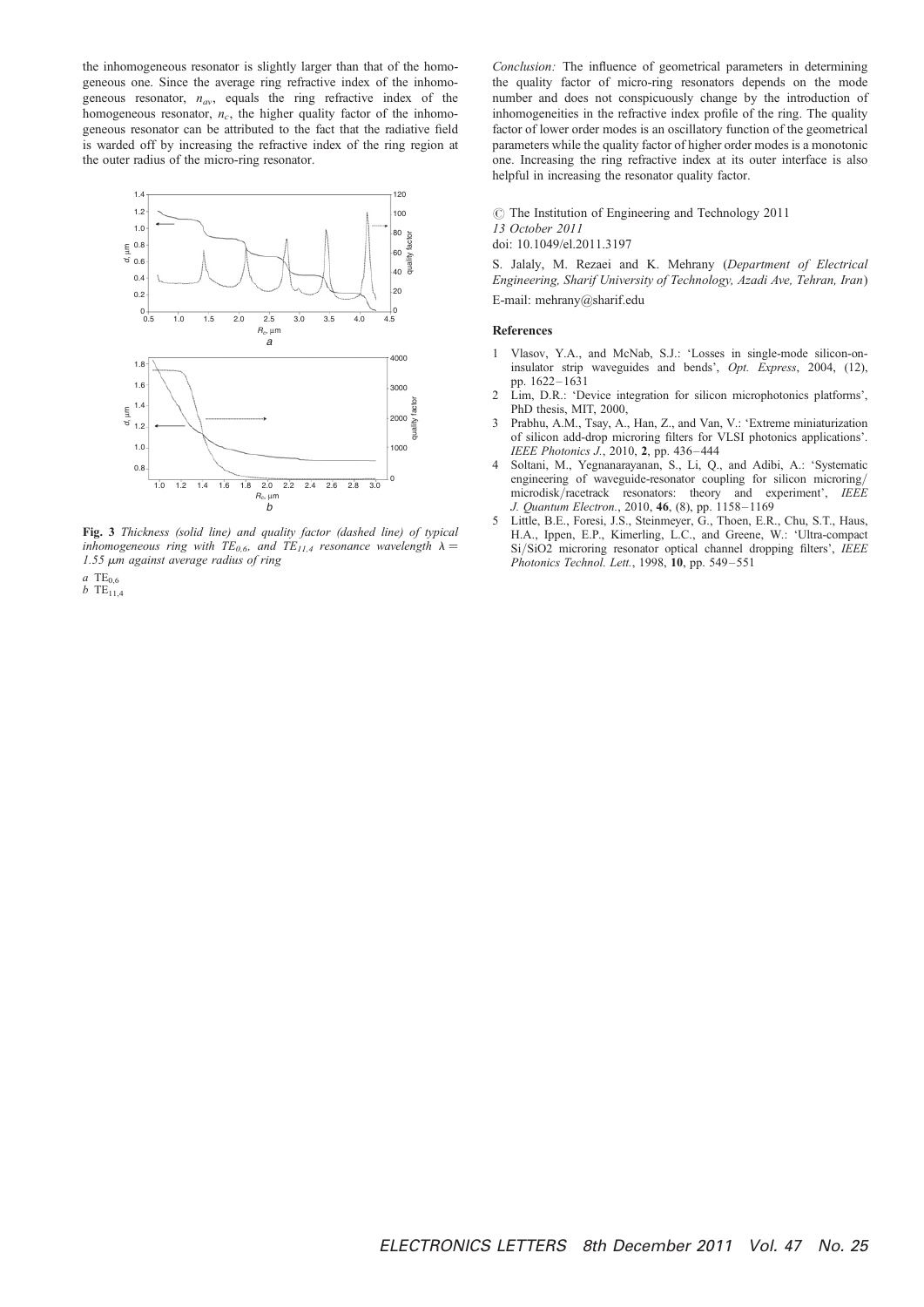the inhomogeneous resonator is slightly larger than that of the homogeneous one. Since the average ring refractive index of the inhomogeneous resonator, $n_{av}$, equals the ring refractive index of the homogeneous resonator, $n_c$, the higher quality factor of the inhomogeneous resonator can be attributed to the fact that the radiative field is warded off by increasing the refractive index of the ring region at the outer radius of the micro-ring resonator.

a

d, μm

quality factor

$R_c$, μm

1.4
1.2
1.0
0.8
0.6
0.4
0.2
0

0.5 1.0 1.5 2.0 2.5 3.0 3.5 4.0 4.5

120
100
80
60
40
20
0

b

d, μm

quality factor

$R_c$, μm

1.8
1.6
1.4
1.2
1.0
0.8

1.0 1.2 1.4 1.6 1.8 2.0 2.2 2.4 2.6 2.8 3.0

4000
3000
2000
1000
0

**Fig. 3** *Thickness (solid line) and quality factor (dashed line) of typical inhomogeneous ring with $TE_{0,6}$, and $TE_{11,4}$ resonance wavelength $\lambda = 1.55$ μm against average radius of ring*

*a* $TE_{0,6}$
*b* $TE_{11,4}$

*Conclusion:* The influence of geometrical parameters in determining the quality factor of micro-ring resonators depends on the mode number and does not conspicuously change by the introduction of inhomogeneities in the refractive index profile of the ring. The quality factor of lower order modes is an oscillatory function of the geometrical parameters while the quality factor of higher order modes is a monotonic one. Increasing the ring refractive index at its outer interface is also helpful in increasing the resonator quality factor.

© The Institution of Engineering and Technology 2011
*13 October 2011*
doi: 10.1049/el.2011.3197

S. Jalaly, M. Rezaei and K. Mehrany (*Department of Electrical Engineering, Sharif University of Technology, Azadi Ave, Tehran, Iran*)

E-mail: mehrany@sharif.edu

## References

1. Vlasov, Y.A., and McNab, S.J.: 'Losses in single-mode silicon-on-insulator strip waveguides and bends', *Opt. Express*, 2004, (12), pp. 1622–1631
2. Lim, D.R.: 'Device integration for silicon microphotonics platforms', PhD thesis, MIT, 2000,
3. Prabhu, A.M., Tsay, A., Han, Z., and Van, V.: 'Extreme miniaturization of silicon add-drop microring filters for VLSI photonics applications'. *IEEE Photonics J.*, 2010, **2**, pp. 436–444
4. Soltani, M., Yegnanarayanan, S., Li, Q., and Adibi, A.: 'Systematic engineering of waveguide-resonator coupling for silicon microring/microdisk/racetrack resonators: theory and experiment', *IEEE J. Quantum Electron.*, 2010, **46**, (8), pp. 1158–1169
5. Little, B.E., Foresi, J.S., Steinmeyer, G., Thoen, E.R., Chu, S.T., Haus, H.A., Ippen, E.P., Kimerling, L.C., and Greene, W.: 'Ultra-compact Si/SiO2 microring resonator optical channel dropping filters', *IEEE Photonics Technol. Lett.*, 1998, **10**, pp. 549–551